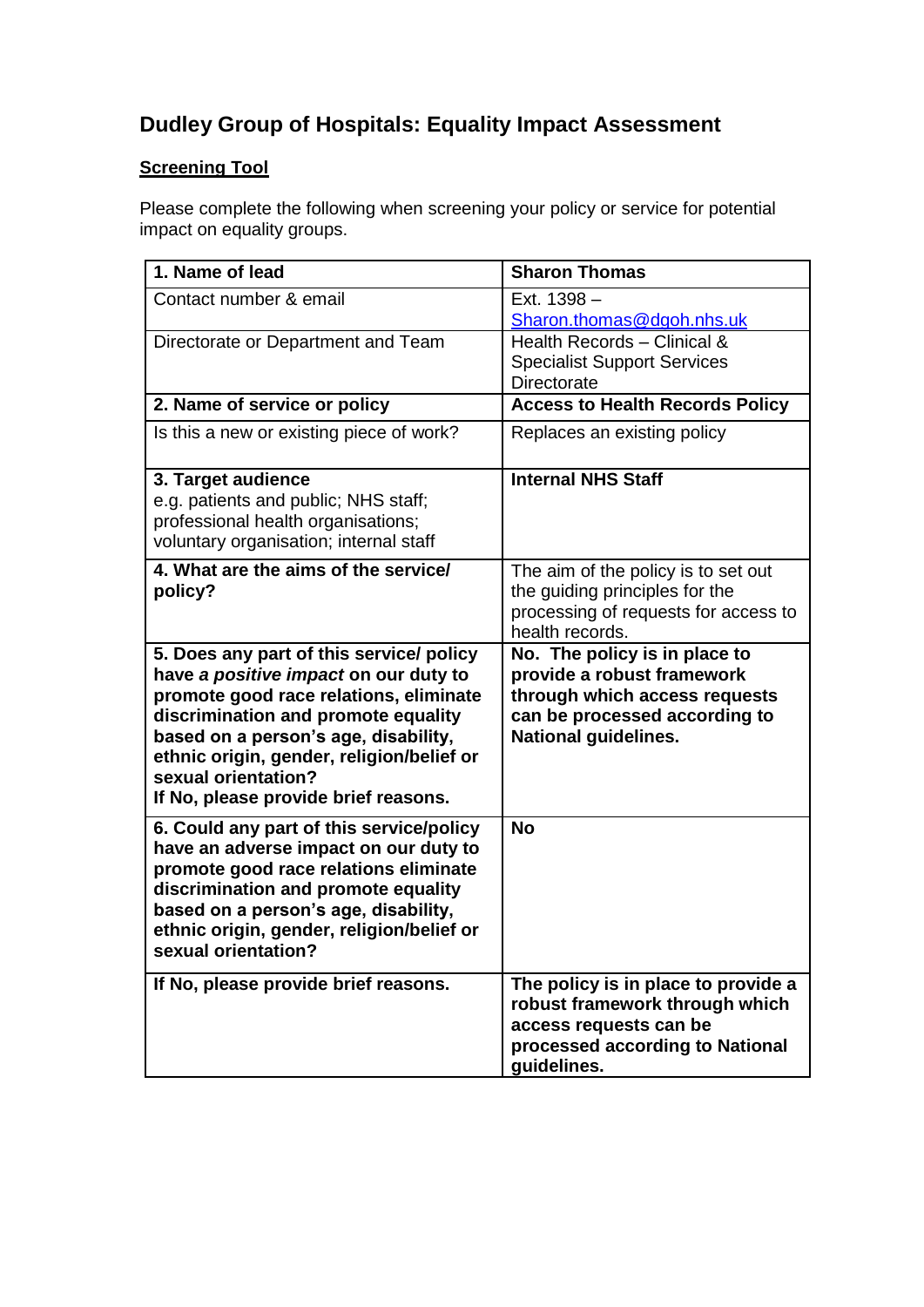# Dudley Group of Hospitals: Equality Impact Assessment

**Screening Tool**

Please complete the following when screening your policy or service for potential impact on equality groups.

| **1. Name of lead** | **Sharon Thomas** |
|---|---|
| Contact number & email | Ext. 1398 – Sharon.thomas@dgoh.nhs.uk |
| Directorate or Department and Team | Health Records – Clinical & Specialist Support Services Directorate |
| **2. Name of service or policy** | **Access to Health Records Policy** |
| Is this a new or existing piece of work? | Replaces an existing policy |
| **3. Target audience** e.g. patients and public; NHS staff; professional health organisations; voluntary organisation; internal staff | **Internal NHS Staff** |
| **4. What are the aims of the service/ policy?** | The aim of the policy is to set out the guiding principles for the processing of requests for access to health records. |
| **5. Does any part of this service/ policy have *a positive impact* on our duty to promote good race relations, eliminate discrimination and promote equality based on a person's age, disability, ethnic origin, gender, religion/belief or sexual orientation? If No, please provide brief reasons.** | **No. The policy is in place to provide a robust framework through which access requests can be processed according to National guidelines.** |
| **6. Could any part of this service/policy have an adverse impact on our duty to promote good race relations eliminate discrimination and promote equality based on a person's age, disability, ethnic origin, gender, religion/belief or sexual orientation?** | **No** |
| **If No, please provide brief reasons.** | **The policy is in place to provide a robust framework through which access requests can be processed according to National guidelines.** |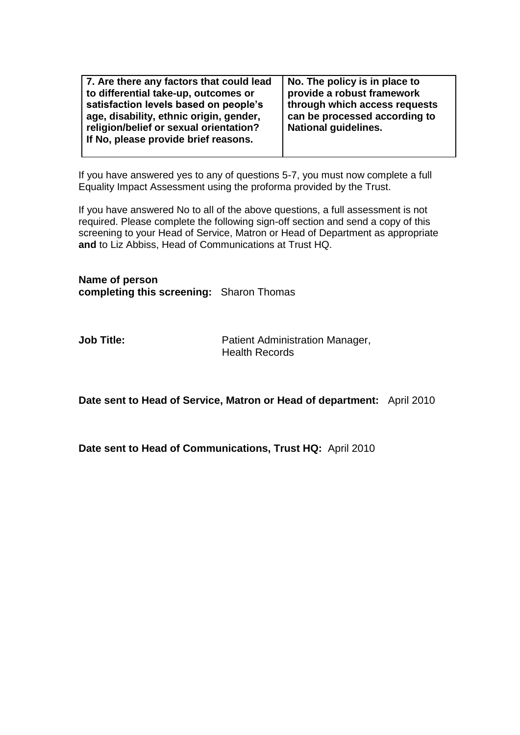| | |
|---|---|
| **7. Are there any factors that could lead to differential take-up, outcomes or satisfaction levels based on people's age, disability, ethnic origin, gender, religion/belief or sexual orientation? If No, please provide brief reasons.** | **No. The policy is in place to provide a robust framework through which access requests can be processed according to National guidelines.** |

If you have answered yes to any of questions 5-7, you must now complete a full Equality Impact Assessment using the proforma provided by the Trust.

If you have answered No to all of the above questions, a full assessment is not required. Please complete the following sign-off section and send a copy of this screening to your Head of Service, Matron or Head of Department as appropriate **and** to Liz Abbiss, Head of Communications at Trust HQ.

**Name of person completing this screening:** Sharon Thomas

**Job Title:** Patient Administration Manager, Health Records

**Date sent to Head of Service, Matron or Head of department:** April 2010

**Date sent to Head of Communications, Trust HQ:** April 2010